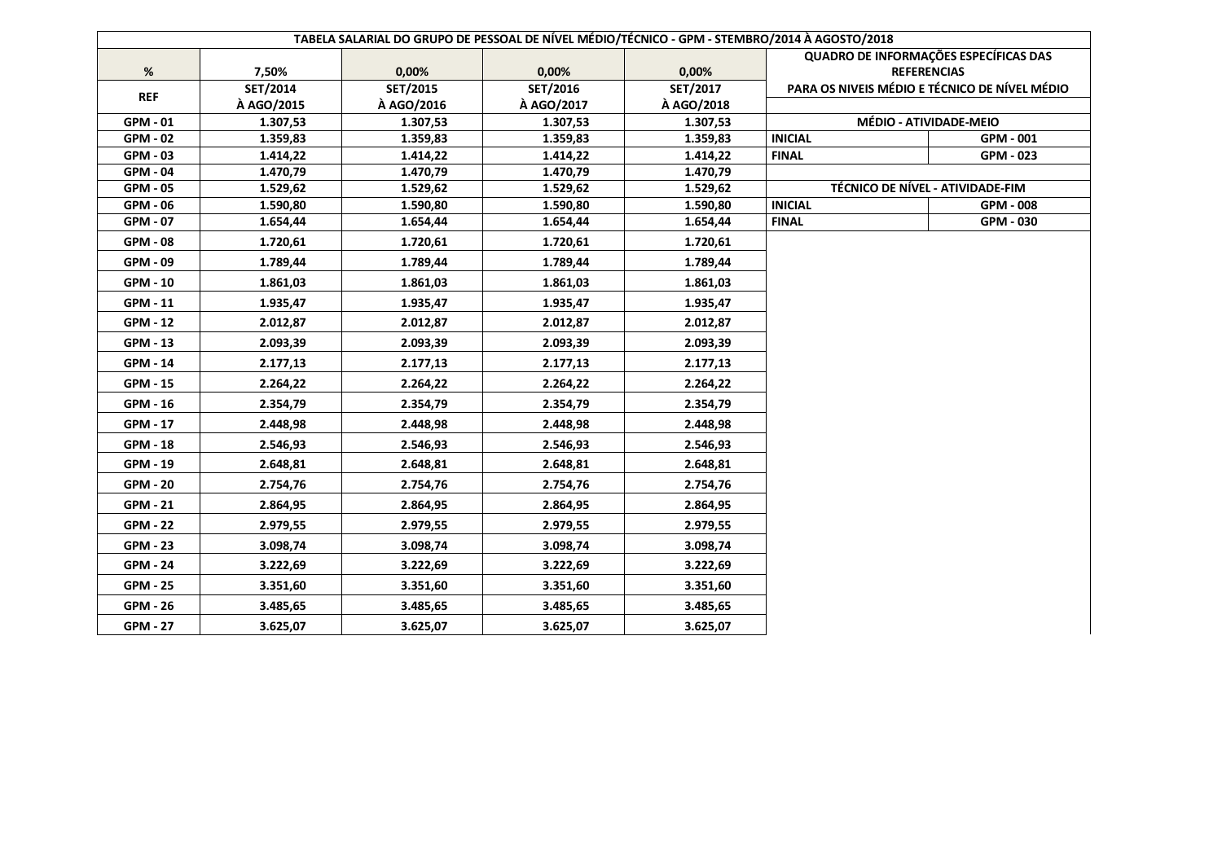# TABELA SALARIAL DO GRUPO DE PESSOAL DE NÍVEL MÉDIO/TÉCNICO - GPM - STEMBRO/2014 À AGOSTO/2018

| % | 7,50% | 0,00% | 0,00% | 0,00% |
|---|---|---|---|---|
| REF | SET/2014 À AGO/2015 | SET/2015 À AGO/2016 | SET/2016 À AGO/2017 | SET/2017 À AGO/2018 |
| GPM - 01 | 1.307,53 | 1.307,53 | 1.307,53 | 1.307,53 |
| GPM - 02 | 1.359,83 | 1.359,83 | 1.359,83 | 1.359,83 |
| GPM - 03 | 1.414,22 | 1.414,22 | 1.414,22 | 1.414,22 |
| GPM - 04 | 1.470,79 | 1.470,79 | 1.470,79 | 1.470,79 |
| GPM - 05 | 1.529,62 | 1.529,62 | 1.529,62 | 1.529,62 |
| GPM - 06 | 1.590,80 | 1.590,80 | 1.590,80 | 1.590,80 |
| GPM - 07 | 1.654,44 | 1.654,44 | 1.654,44 | 1.654,44 |
| GPM - 08 | 1.720,61 | 1.720,61 | 1.720,61 | 1.720,61 |
| GPM - 09 | 1.789,44 | 1.789,44 | 1.789,44 | 1.789,44 |
| GPM - 10 | 1.861,03 | 1.861,03 | 1.861,03 | 1.861,03 |
| GPM - 11 | 1.935,47 | 1.935,47 | 1.935,47 | 1.935,47 |
| GPM - 12 | 2.012,87 | 2.012,87 | 2.012,87 | 2.012,87 |
| GPM - 13 | 2.093,39 | 2.093,39 | 2.093,39 | 2.093,39 |
| GPM - 14 | 2.177,13 | 2.177,13 | 2.177,13 | 2.177,13 |
| GPM - 15 | 2.264,22 | 2.264,22 | 2.264,22 | 2.264,22 |
| GPM - 16 | 2.354,79 | 2.354,79 | 2.354,79 | 2.354,79 |
| GPM - 17 | 2.448,98 | 2.448,98 | 2.448,98 | 2.448,98 |
| GPM - 18 | 2.546,93 | 2.546,93 | 2.546,93 | 2.546,93 |
| GPM - 19 | 2.648,81 | 2.648,81 | 2.648,81 | 2.648,81 |
| GPM - 20 | 2.754,76 | 2.754,76 | 2.754,76 | 2.754,76 |
| GPM - 21 | 2.864,95 | 2.864,95 | 2.864,95 | 2.864,95 |
| GPM - 22 | 2.979,55 | 2.979,55 | 2.979,55 | 2.979,55 |
| GPM - 23 | 3.098,74 | 3.098,74 | 3.098,74 | 3.098,74 |
| GPM - 24 | 3.222,69 | 3.222,69 | 3.222,69 | 3.222,69 |
| GPM - 25 | 3.351,60 | 3.351,60 | 3.351,60 | 3.351,60 |
| GPM - 26 | 3.485,65 | 3.485,65 | 3.485,65 | 3.485,65 |
| GPM - 27 | 3.625,07 | 3.625,07 | 3.625,07 | 3.625,07 |

**QUADRO DE INFORMAÇÕES ESPECÍFICAS DAS REFERENCIAS PARA OS NIVEIS MÉDIO E TÉCNICO DE NÍVEL MÉDIO**

| MÉDIO - ATIVIDADE-MEIO | |
|---|---|
| INICIAL | GPM - 001 |
| FINAL | GPM - 023 |

| TÉCNICO DE NÍVEL - ATIVIDADE-FIM | |
|---|---|
| INICIAL | GPM - 008 |
| FINAL | GPM - 030 |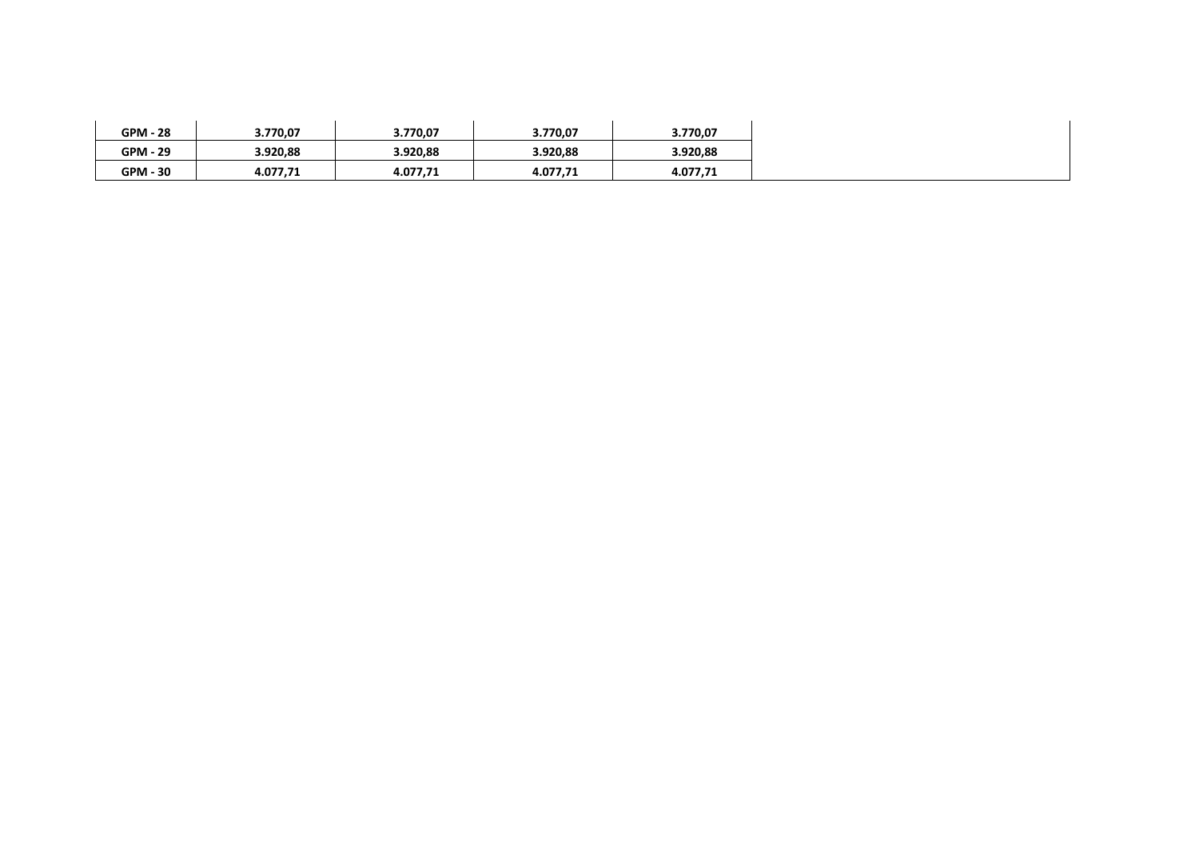| | | | | | |
|---|---|---|---|---|---|
| **GPM - 28** | **3.770,07** | **3.770,07** | **3.770,07** | **3.770,07** | |
| **GPM - 29** | **3.920,88** | **3.920,88** | **3.920,88** | **3.920,88** | |
| **GPM - 30** | **4.077,71** | **4.077,71** | **4.077,71** | **4.077,71** | |